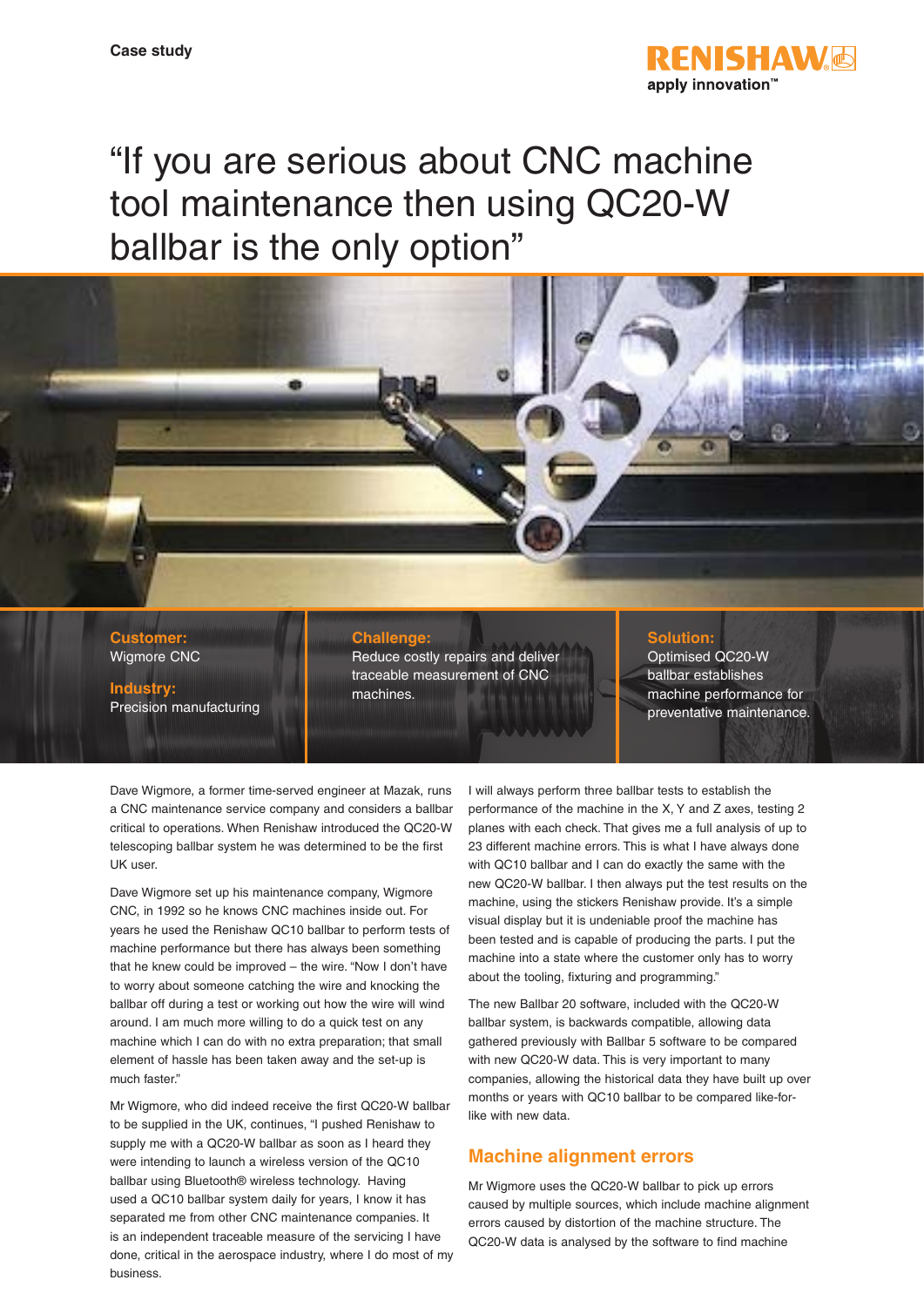Case study

# "If you are serious about CNC machine tool maintenance then using QC20-W ballbar is the only option"

**Customer:**
Wigmore CNC

**Industry:**
Precision manufacturing

**Challenge:**
Reduce costly repairs and deliver traceable measurement of CNC machines.

**Solution:**
Optimised QC20-W ballbar establishes machine performance for preventative maintenance.

Dave Wigmore, a former time-served engineer at Mazak, runs a CNC maintenance service company and considers a ballbar critical to operations. When Renishaw introduced the QC20-W telescoping ballbar system he was determined to be the first UK user.

Dave Wigmore set up his maintenance company, Wigmore CNC, in 1992 so he knows CNC machines inside out. For years he used the Renishaw QC10 ballbar to perform tests of machine performance but there has always been something that he knew could be improved – the wire. "Now I don't have to worry about someone catching the wire and knocking the ballbar off during a test or working out how the wire will wind around. I am much more willing to do a quick test on any machine which I can do with no extra preparation; that small element of hassle has been taken away and the set-up is much faster."

Mr Wigmore, who did indeed receive the first QC20-W ballbar to be supplied in the UK, continues, "I pushed Renishaw to supply me with a QC20-W ballbar as soon as I heard they were intending to launch a wireless version of the QC10 ballbar using Bluetooth® wireless technology. Having used a QC10 ballbar system daily for years, I know it has separated me from other CNC maintenance companies. It is an independent traceable measure of the servicing I have done, critical in the aerospace industry, where I do most of my business.

I will always perform three ballbar tests to establish the performance of the machine in the X, Y and Z axes, testing 2 planes with each check. That gives me a full analysis of up to 23 different machine errors. This is what I have always done with QC10 ballbar and I can do exactly the same with the new QC20-W ballbar. I then always put the test results on the machine, using the stickers Renishaw provide. It's a simple visual display but it is undeniable proof the machine has been tested and is capable of producing the parts. I put the machine into a state where the customer only has to worry about the tooling, fixturing and programming."

The new Ballbar 20 software, included with the QC20-W ballbar system, is backwards compatible, allowing data gathered previously with Ballbar 5 software to be compared with new QC20-W data. This is very important to many companies, allowing the historical data they have built up over months or years with QC10 ballbar to be compared like-for-like with new data.

## Machine alignment errors

Mr Wigmore uses the QC20-W ballbar to pick up errors caused by multiple sources, which include machine alignment errors caused by distortion of the machine structure. The QC20-W data is analysed by the software to find machine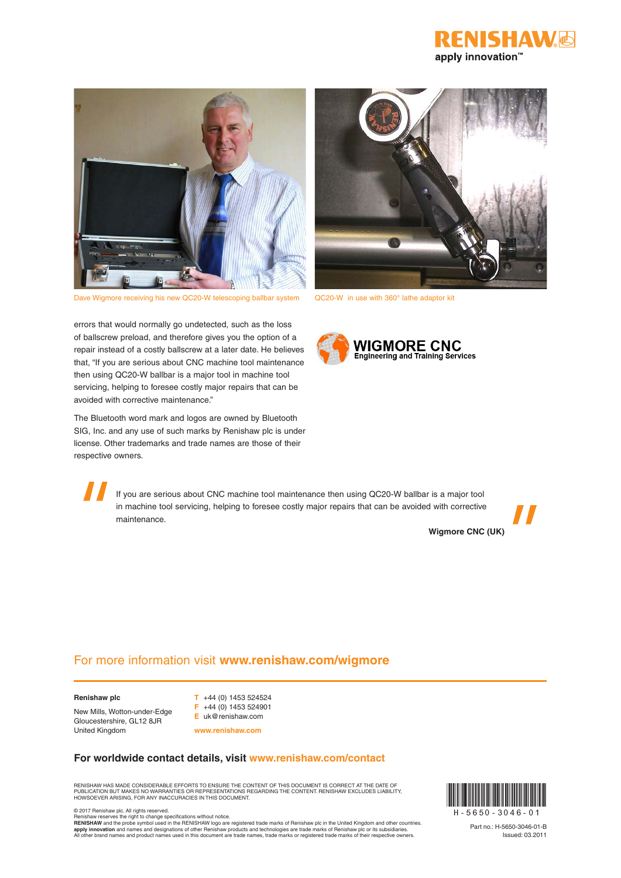Dave Wigmore receiving his new QC20-W telescoping ballbar system

QC20-W in use with 360° lathe adaptor kit

errors that would normally go undetected, such as the loss of ballscrew preload, and therefore gives you the option of a repair instead of a costly ballscrew at a later date. He believes that, "If you are serious about CNC machine tool maintenance then using QC20-W ballbar is a major tool in machine tool servicing, helping to foresee costly major repairs that can be avoided with corrective maintenance."

The Bluetooth word mark and logos are owned by Bluetooth SIG, Inc. and any use of such marks by Renishaw plc is under license. Other trademarks and trade names are those of their respective owners.

**WIGMORE CNC**
**Engineering and Training Services**

> "If you are serious about CNC machine tool maintenance then using QC20-W ballbar is a major tool in machine tool servicing, helping to foresee costly major repairs that can be avoided with corrective maintenance."
>
> **Wigmore CNC (UK)**

## For more information visit **www.renishaw.com/wigmore**

**Renishaw plc**

New Mills, Wotton-under-Edge
Gloucestershire, GL12 8JR
United Kingdom

T +44 (0) 1453 524524
F +44 (0) 1453 524901
E uk@renishaw.com

**www.renishaw.com**

### For worldwide contact details, visit www.renishaw.com/contact

RENISHAW HAS MADE CONSIDERABLE EFFORTS TO ENSURE THE CONTENT OF THIS DOCUMENT IS CORRECT AT THE DATE OF PUBLICATION BUT MAKES NO WARRANTIES OR REPRESENTATIONS REGARDING THE CONTENT. RENISHAW EXCLUDES LIABILITY, HOWSOEVER ARISING, FOR ANY INACCURACIES IN THIS DOCUMENT.

© 2017 Renishaw plc. All rights reserved.
Renishaw reserves the right to change specifications without notice.
**RENISHAW** and the probe symbol used in the RENISHAW logo are registered trade marks of Renishaw plc in the United Kingdom and other countries. **apply innovation** and names and designations of other Renishaw products and technologies are trade marks of Renishaw plc or its subsidiaries.
All other brand names and product names used in this document are trade names, trade marks or registered trade marks of their respective owners.

H-5650-3046-01

Part no.: H-5650-3046-01-B
Issued: 03.2011